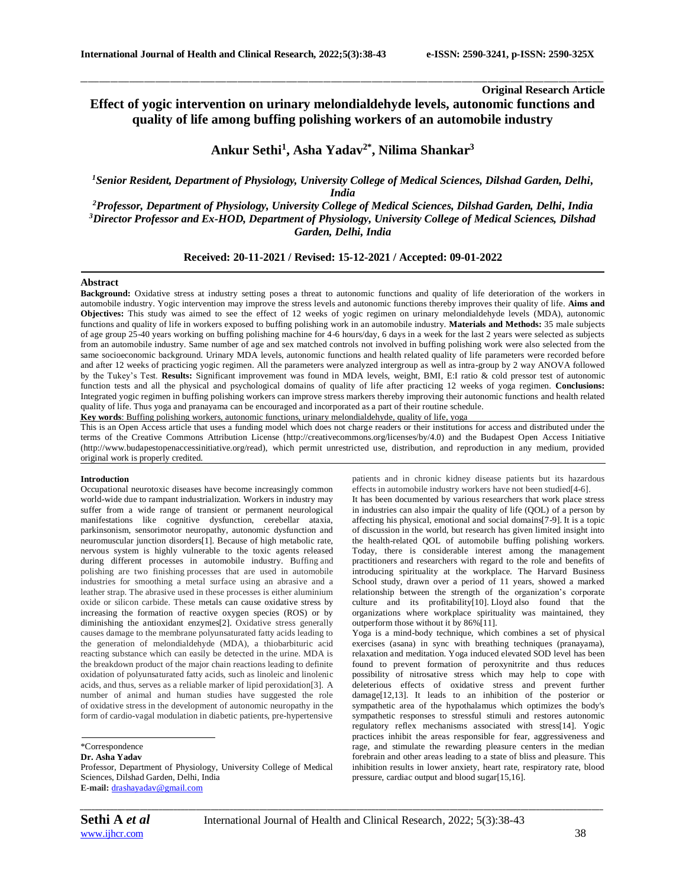Original Research Article

# Effect of yogic intervention on urinary melondialdehyde levels, autonomic functions and quality of life among buffing polishing workers of an automobile industry

**Ankur Sethi[1], Asha Yadav[2*], Nilima Shankar[3]**

*[1]Senior Resident, Department of Physiology, University College of Medical Sciences, Dilshad Garden, Delhi, India*

*[2]Professor, Department of Physiology, University College of Medical Sciences, Dilshad Garden, Delhi, India*

*[3]Director Professor and Ex-HOD, Department of Physiology, University College of Medical Sciences, Dilshad Garden, Delhi, India*

**Received: 20-11-2021 / Revised: 15-12-2021 / Accepted: 09-01-2022**

## Abstract

**Background:** Oxidative stress at industry setting poses a threat to autonomic functions and quality of life deterioration of the workers in automobile industry. Yogic intervention may improve the stress levels and autonomic functions thereby improves their quality of life. **Aims and Objectives:** This study was aimed to see the effect of 12 weeks of yogic regimen on urinary melondialdehyde levels (MDA), autonomic functions and quality of life in workers exposed to buffing polishing work in an automobile industry. **Materials and Methods:** 35 male subjects of age group 25-40 years working on buffing polishing machine for 4-6 hours/day, 6 days in a week for the last 2 years were selected as subjects from an automobile industry. Same number of age and sex matched controls not involved in buffing polishing work were also selected from the same socioeconomic background. Urinary MDA levels, autonomic functions and health related quality of life parameters were recorded before and after 12 weeks of practicing yogic regimen. All the parameters were analyzed intergroup as well as intra-group by 2 way ANOVA followed by the Tukey's Test. **Results:** Significant improvement was found in MDA levels, weight, BMI, E:I ratio & cold pressor test of autonomic function tests and all the physical and psychological domains of quality of life after practicing 12 weeks of yoga regimen. **Conclusions:** Integrated yogic regimen in buffing polishing workers can improve stress markers thereby improving their autonomic functions and health related quality of life. Thus yoga and pranayama can be encouraged and incorporated as a part of their routine schedule.

**Key words**: Buffing polishing workers, autonomic functions, urinary melondialdehyde, quality of life, yoga

This is an Open Access article that uses a funding model which does not charge readers or their institutions for access and distributed under the terms of the Creative Commons Attribution License (http://creativecommons.org/licenses/by/4.0) and the Budapest Open Access Initiative (http://www.budapestopenaccessinitiative.org/read), which permit unrestricted use, distribution, and reproduction in any medium, provided original work is properly credited.

## Introduction

Occupational neurotoxic diseases have become increasingly common world-wide due to rampant industrialization. Workers in industry may suffer from a wide range of transient or permanent neurological manifestations like cognitive dysfunction, cerebellar ataxia, parkinsonism, sensorimotor neuropathy, autonomic dysfunction and neuromuscular junction disorders[1]. Because of high metabolic rate, nervous system is highly vulnerable to the toxic agents released during different processes in automobile industry. Buffing and polishing are two finishing processes that are used in automobile industries for smoothing a metal surface using an abrasive and a leather strap. The abrasive used in these processes is either aluminium oxide or silicon carbide. These metals can cause oxidative stress by increasing the formation of reactive oxygen species (ROS) or by diminishing the antioxidant enzymes[2]. Oxidative stress generally causes damage to the membrane polyunsaturated fatty acids leading to the generation of melondialdehyde (MDA), a thiobarbituric acid reacting substance which can easily be detected in the urine. MDA is the breakdown product of the major chain reactions leading to definite oxidation of polyunsaturated fatty acids, such as linoleic and linolenic acids, and thus, serves as a reliable marker of lipid peroxidation[3]. A number of animal and human studies have suggested the role of oxidative stress in the development of autonomic neuropathy in the form of cardio-vagal modulation in diabetic patients, pre-hypertensive patients and in chronic kidney disease patients but its hazardous effects in automobile industry workers have not been studied[4-6].

It has been documented by various researchers that work place stress in industries can also impair the quality of life (QOL) of a person by affecting his physical, emotional and social domains[7-9]. It is a topic of discussion in the world, but research has given limited insight into the health-related QOL of automobile buffing polishing workers. Today, there is considerable interest among the management practitioners and researchers with regard to the role and benefits of introducing spirituality at the workplace. The Harvard Business School study, drawn over a period of 11 years, showed a marked relationship between the strength of the organization's corporate culture and its profitability[10]. Lloyd also found that the organizations where workplace spirituality was maintained, they outperform those without it by 86%[11].

Yoga is a mind-body technique, which combines a set of physical exercises (asana) in sync with breathing techniques (pranayama), relaxation and meditation. Yoga induced elevated SOD level has been found to prevent formation of peroxynitrite and thus reduces possibility of nitrosative stress which may help to cope with deleterious effects of oxidative stress and prevent further damage[12,13]. It leads to an inhibition of the posterior or sympathetic area of the hypothalamus which optimizes the body's sympathetic responses to stressful stimuli and restores autonomic regulatory reflex mechanisms associated with stress[14]. Yogic practices inhibit the areas responsible for fear, aggressiveness and rage, and stimulate the rewarding pleasure centers in the median forebrain and other areas leading to a state of bliss and pleasure. This inhibition results in lower anxiety, heart rate, respiratory rate, blood pressure, cardiac output and blood sugar[15,16].

*Correspondence
**Dr. Asha Yadav**
Professor, Department of Physiology, University College of Medical Sciences, Dilshad Garden, Delhi, India
**E-mail:** drashayadav@gmail.com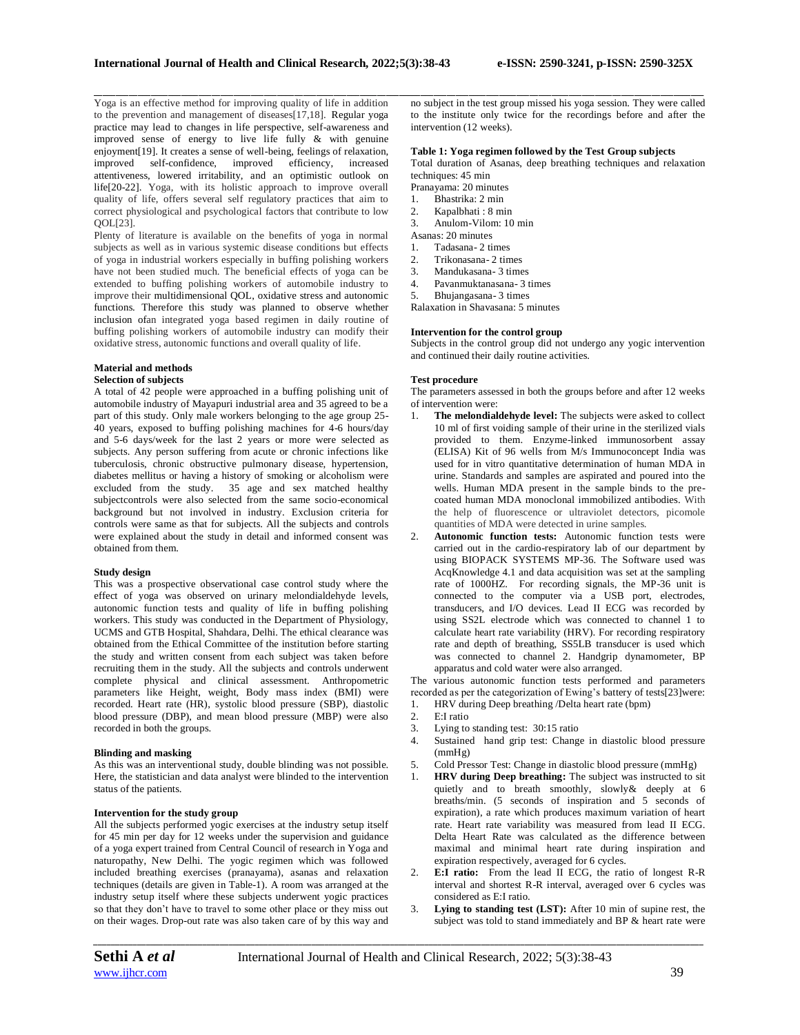Yoga is an effective method for improving quality of life in addition to the prevention and management of diseases[17,18]. Regular yoga practice may lead to changes in life perspective, self-awareness and improved sense of energy to live life fully & with genuine enjoyment[19]. It creates a sense of well-being, feelings of relaxation, improved self-confidence, improved efficiency, increased attentiveness, lowered irritability, and an optimistic outlook on life[20-22]. Yoga, with its holistic approach to improve overall quality of life, offers several self regulatory practices that aim to correct physiological and psychological factors that contribute to low QOL[23].

Plenty of literature is available on the benefits of yoga in normal subjects as well as in various systemic disease conditions but effects of yoga in industrial workers especially in buffing polishing workers have not been studied much. The beneficial effects of yoga can be extended to buffing polishing workers of automobile industry to improve their multidimensional QOL, oxidative stress and autonomic functions. Therefore this study was planned to observe whether inclusion ofan integrated yoga based regimen in daily routine of buffing polishing workers of automobile industry can modify their oxidative stress, autonomic functions and overall quality of life.

## Material and methods

### Selection of subjects

A total of 42 people were approached in a buffing polishing unit of automobile industry of Mayapuri industrial area and 35 agreed to be a part of this study. Only male workers belonging to the age group 25-40 years, exposed to buffing polishing machines for 4-6 hours/day and 5-6 days/week for the last 2 years or more were selected as subjects. Any person suffering from acute or chronic infections like tuberculosis, chronic obstructive pulmonary disease, hypertension, diabetes mellitus or having a history of smoking or alcoholism were excluded from the study. 35 age and sex matched healthy subjectcontrols were also selected from the same socio-economical background but not involved in industry. Exclusion criteria for controls were same as that for subjects. All the subjects and controls were explained about the study in detail and informed consent was obtained from them.

### Study design

This was a prospective observational case control study where the effect of yoga was observed on urinary melondialdehyde levels, autonomic function tests and quality of life in buffing polishing workers. This study was conducted in the Department of Physiology, UCMS and GTB Hospital, Shahdara, Delhi. The ethical clearance was obtained from the Ethical Committee of the institution before starting the study and written consent from each subject was taken before recruiting them in the study. All the subjects and controls underwent complete physical and clinical assessment. Anthropometric parameters like Height, weight, Body mass index (BMI) were recorded. Heart rate (HR), systolic blood pressure (SBP), diastolic blood pressure (DBP), and mean blood pressure (MBP) were also recorded in both the groups.

### Blinding and masking

As this was an interventional study, double blinding was not possible. Here, the statistician and data analyst were blinded to the intervention status of the patients.

### Intervention for the study group

All the subjects performed yogic exercises at the industry setup itself for 45 min per day for 12 weeks under the supervision and guidance of a yoga expert trained from Central Council of research in Yoga and naturopathy, New Delhi. The yogic regimen which was followed included breathing exercises (pranayama), asanas and relaxation techniques (details are given in Table-1). A room was arranged at the industry setup itself where these subjects underwent yogic practices so that they don't have to travel to some other place or they miss out on their wages. Drop-out rate was also taken care of by this way and no subject in the test group missed his yoga session. They were called to the institute only twice for the recordings before and after the intervention (12 weeks).

**Table 1: Yoga regimen followed by the Test Group subjects**

Total duration of Asanas, deep breathing techniques and relaxation techniques: 45 min

Pranayama: 20 minutes

1. Bhastrika: 2 min
2. Kapalbhati : 8 min
3. Anulom-Vilom: 10 min

Asanas: 20 minutes

1. Tadasana- 2 times
2. Trikonasana- 2 times
3. Mandukasana- 3 times
4. Pavanmuktanasana- 3 times
5. Bhujangasana- 3 times

Relaxation in Shavasana: 5 minutes

### Intervention for the control group

Subjects in the control group did not undergo any yogic intervention and continued their daily routine activities.

### Test procedure

The parameters assessed in both the groups before and after 12 weeks of intervention were:

1. **The melondialdehyde level:** The subjects were asked to collect 10 ml of first voiding sample of their urine in the sterilized vials provided to them. Enzyme-linked immunosorbent assay (ELISA) Kit of 96 wells from M/s Immunoconcept India was used for in vitro quantitative determination of human MDA in urine. Standards and samples are aspirated and poured into the wells. Human MDA present in the sample binds to the pre-coated human MDA monoclonal immobilized antibodies. With the help of fluorescence or ultraviolet detectors, picomole quantities of MDA were detected in urine samples.
2. **Autonomic function tests:** Autonomic function tests were carried out in the cardio-respiratory lab of our department by using BIOPACK SYSTEMS MP-36. The Software used was AcqKnowledge 4.1 and data acquisition was set at the sampling rate of 1000HZ. For recording signals, the MP-36 unit is connected to the computer via a USB port, electrodes, transducers, and I/O devices. Lead II ECG was recorded by using SS2L electrode which was connected to channel 1 to calculate heart rate variability (HRV). For recording respiratory rate and depth of breathing, SS5LB transducer is used which was connected to channel 2. Handgrip dynamometer, BP apparatus and cold water were also arranged.

The various autonomic function tests performed and parameters recorded as per the categorization of Ewing's battery of tests[23]were:

1. HRV during Deep breathing /Delta heart rate (bpm)
2. E:I ratio
3. Lying to standing test: 30:15 ratio
4. Sustained hand grip test: Change in diastolic blood pressure (mmHg)
5. Cold Pressor Test: Change in diastolic blood pressure (mmHg)

1. **HRV during Deep breathing:** The subject was instructed to sit quietly and to breath smoothly, slowly& deeply at 6 breaths/min. (5 seconds of inspiration and 5 seconds of expiration), a rate which produces maximum variation of heart rate. Heart rate variability was measured from lead II ECG. Delta Heart Rate was calculated as the difference between maximal and minimal heart rate during inspiration and expiration respectively, averaged for 6 cycles.
2. **E:I ratio:** From the lead II ECG, the ratio of longest R-R interval and shortest R-R interval, averaged over 6 cycles was considered as E:I ratio.
3. **Lying to standing test (LST):** After 10 min of supine rest, the subject was told to stand immediately and BP & heart rate were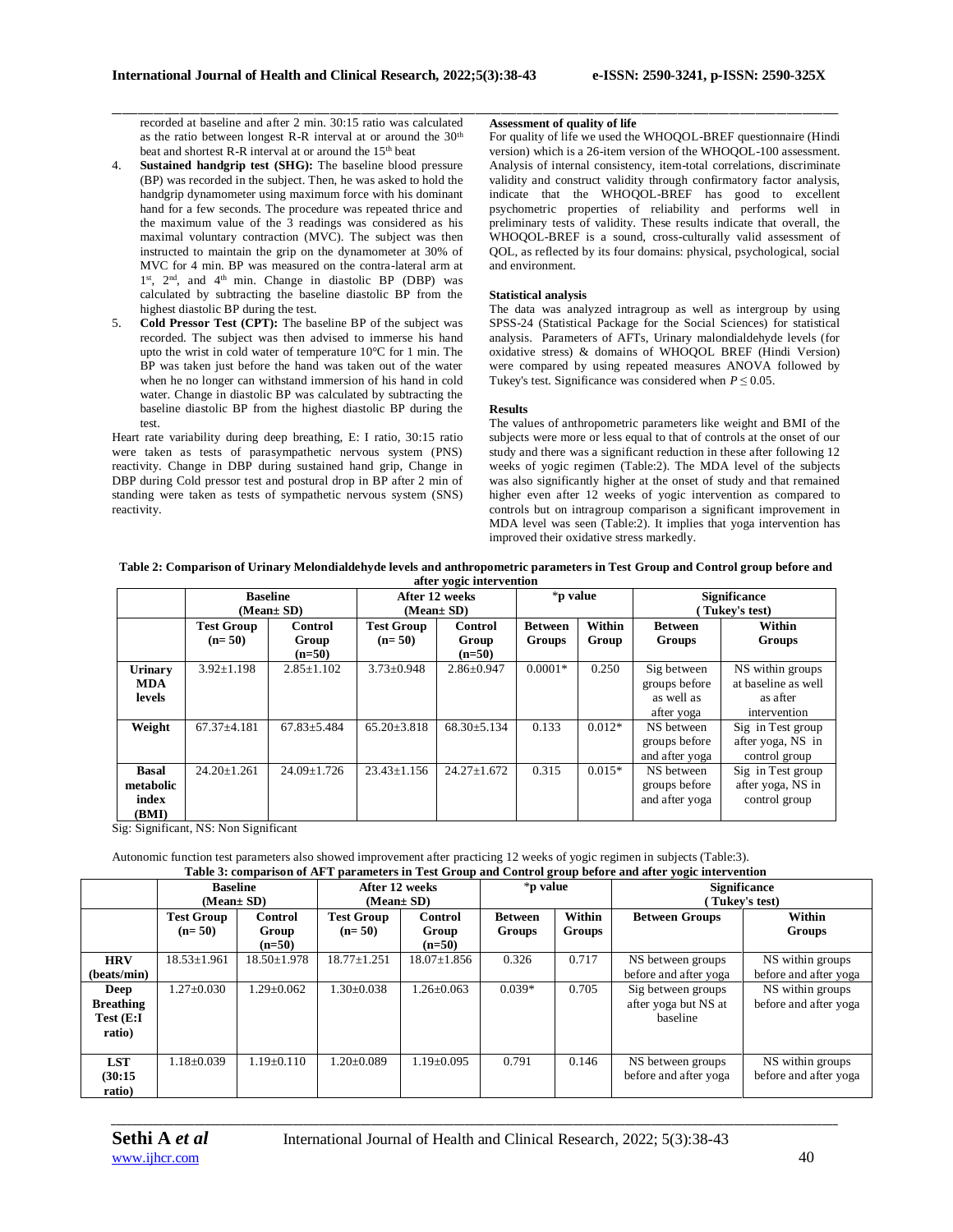recorded at baseline and after 2 min. 30:15 ratio was calculated as the ratio between longest R-R interval at or around the 30th beat and shortest R-R interval at or around the 15th beat

4. **Sustained handgrip test (SHG):** The baseline blood pressure (BP) was recorded in the subject. Then, he was asked to hold the handgrip dynamometer using maximum force with his dominant hand for a few seconds. The procedure was repeated thrice and the maximum value of the 3 readings was considered as his maximal voluntary contraction (MVC). The subject was then instructed to maintain the grip on the dynamometer at 30% of MVC for 4 min. BP was measured on the contra-lateral arm at 1st, 2nd, and 4th min. Change in diastolic BP (DBP) was calculated by subtracting the baseline diastolic BP from the highest diastolic BP during the test.
5. **Cold Pressor Test (CPT):** The baseline BP of the subject was recorded. The subject was then advised to immerse his hand upto the wrist in cold water of temperature 10°C for 1 min. The BP was taken just before the hand was taken out of the water when he no longer can withstand immersion of his hand in cold water. Change in diastolic BP was calculated by subtracting the baseline diastolic BP from the highest diastolic BP during the test.

Heart rate variability during deep breathing, E: I ratio, 30:15 ratio were taken as tests of parasympathetic nervous system (PNS) reactivity. Change in DBP during sustained hand grip, Change in DBP during Cold pressor test and postural drop in BP after 2 min of standing were taken as tests of sympathetic nervous system (SNS) reactivity.

**Assessment of quality of life**

For quality of life we used the WHOQOL-BREF questionnaire (Hindi version) which is a 26-item version of the WHOQOL-100 assessment. Analysis of internal consistency, item-total correlations, discriminate validity and construct validity through confirmatory factor analysis, indicate that the WHOQOL-BREF has good to excellent psychometric properties of reliability and performs well in preliminary tests of validity. These results indicate that overall, the WHOQOL-BREF is a sound, cross-culturally valid assessment of QOL, as reflected by its four domains: physical, psychological, social and environment.

**Statistical analysis**

The data was analyzed intragroup as well as intergroup by using SPSS-24 (Statistical Package for the Social Sciences) for statistical analysis. Parameters of AFTs, Urinary malondialdehyde levels (for oxidative stress) & domains of WHOQOL BREF (Hindi Version) were compared by using repeated measures ANOVA followed by Tukey's test. Significance was considered when $P \leq 0.05$.

**Results**

The values of anthropometric parameters like weight and BMI of the subjects were more or less equal to that of controls at the onset of our study and there was a significant reduction in these after following 12 weeks of yogic regimen (Table:2). The MDA level of the subjects was also significantly higher at the onset of study and that remained higher even after 12 weeks of yogic intervention as compared to controls but on intragroup comparison a significant improvement in MDA level was seen (Table:2). It implies that yoga intervention has improved their oxidative stress markedly.

**Table 2: Comparison of Urinary Melondialdehyde levels and anthropometric parameters in Test Group and Control group before and after yogic intervention**

| | Baseline (Mean± SD) | | After 12 weeks (Mean± SD) | | *p value | | Significance ( Tukey's test) | |
|---|---|---|---|---|---|---|---|---|
| | Test Group (n= 50) | Control Group (n=50) | Test Group (n= 50) | Control Group (n=50) | Between Groups | Within Group | Between Groups | Within Groups |
| **Urinary MDA levels** | 3.92±1.198 | 2.85±1.102 | 3.73±0.948 | 2.86±0.947 | 0.0001* | 0.250 | Sig between groups before as well as after yoga | NS within groups at baseline as well as after intervention |
| **Weight** | 67.37±4.181 | 67.83±5.484 | 65.20±3.818 | 68.30±5.134 | 0.133 | 0.012* | NS between groups before and after yoga | Sig in Test group after yoga, NS in control group |
| **Basal metabolic index (BMI)** | 24.20±1.261 | 24.09±1.726 | 23.43±1.156 | 24.27±1.672 | 0.315 | 0.015* | NS between groups before and after yoga | Sig in Test group after yoga, NS in control group |

Sig: Significant, NS: Non Significant

Autonomic function test parameters also showed improvement after practicing 12 weeks of yogic regimen in subjects (Table:3).

**Table 3: comparison of AFT parameters in Test Group and Control group before and after yogic intervention**

| | Baseline (Mean± SD) | | After 12 weeks (Mean± SD) | | *p value | | Significance ( Tukey's test) | |
|---|---|---|---|---|---|---|---|---|
| | Test Group (n= 50) | Control Group (n=50) | Test Group (n= 50) | Control Group (n=50) | Between Groups | Within Groups | Between Groups | Within Groups |
| **HRV (beats/min)** | 18.53±1.961 | 18.50±1.978 | 18.77±1.251 | 18.07±1.856 | 0.326 | 0.717 | NS between groups before and after yoga | NS within groups before and after yoga |
| **Deep Breathing Test (E:I ratio)** | 1.27±0.030 | 1.29±0.062 | 1.30±0.038 | 1.26±0.063 | 0.039* | 0.705 | Sig between groups after yoga but NS at baseline | NS within groups before and after yoga |
| **LST (30:15 ratio)** | 1.18±0.039 | 1.19±0.110 | 1.20±0.089 | 1.19±0.095 | 0.791 | 0.146 | NS between groups before and after yoga | NS within groups before and after yoga |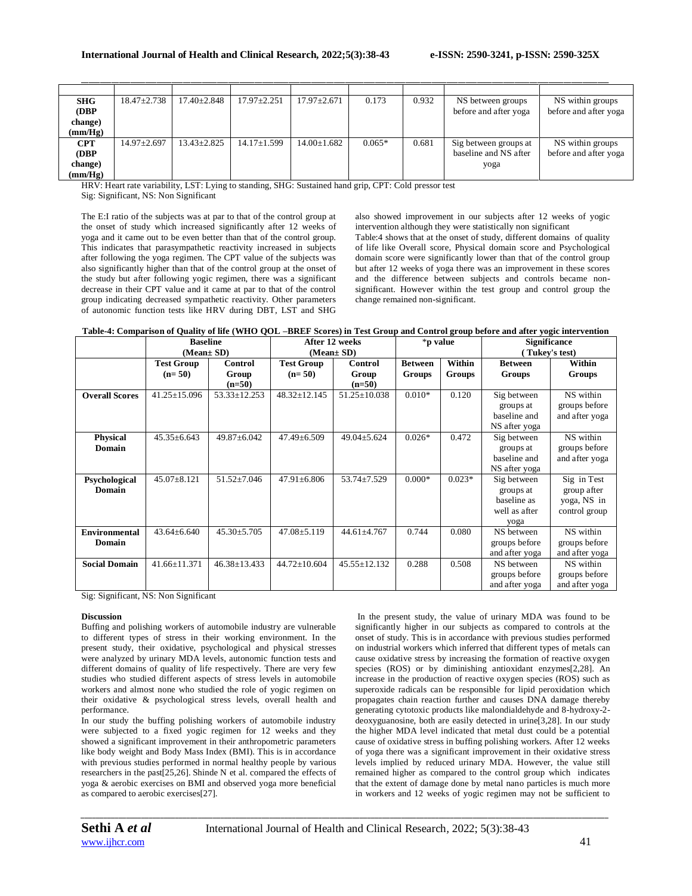| | | | | | | | | |
|---|---|---|---|---|---|---|---|---|
| **SHG (DBP change) (mm/Hg)** | 18.47±2.738 | 17.40±2.848 | 17.97±2.251 | 17.97±2.671 | 0.173 | 0.932 | NS between groups before and after yoga | NS within groups before and after yoga |
| **CPT (DBP change) (mm/Hg)** | 14.97±2.697 | 13.43±2.825 | 14.17±1.599 | 14.00±1.682 | 0.065* | 0.681 | Sig between groups at baseline and NS after yoga | NS within groups before and after yoga |

HRV: Heart rate variability, LST: Lying to standing, SHG: Sustained hand grip, CPT: Cold pressor test

Sig: Significant, NS: Non Significant

The E:I ratio of the subjects was at par to that of the control group at the onset of study which increased significantly after 12 weeks of yoga and it came out to be even better than that of the control group. This indicates that parasympathetic reactivity increased in subjects after following the yoga regimen. The CPT value of the subjects was also significantly higher than that of the control group at the onset of the study but after following yogic regimen, there was a significant decrease in their CPT value and it came at par to that of the control group indicating decreased sympathetic reactivity. Other parameters of autonomic function tests like HRV during DBT, LST and SHG also showed improvement in our subjects after 12 weeks of yogic intervention although they were statistically non significant

Table:4 shows that at the onset of study, different domains of quality of life like Overall score, Physical domain score and Psychological domain score were significantly lower than that of the control group but after 12 weeks of yoga there was an improvement in these scores and the difference between subjects and controls became non-significant. However within the test group and control group the change remained non-significant.

**Table-4: Comparison of Quality of life (WHO QOL –BREF Scores) in Test Group and Control group before and after yogic intervention**

| | Baseline (Mean± SD) | | After 12 weeks (Mean± SD) | | *p value | | Significance (Tukey's test) | |
|---|---|---|---|---|---|---|---|---|
| | **Test Group (n= 50)** | **Control Group (n=50)** | **Test Group (n= 50)** | **Control Group (n=50)** | **Between Groups** | **Within Groups** | **Between Groups** | **Within Groups** |
| **Overall Scores** | 41.25±15.096 | 53.33±12.253 | 48.32±12.145 | 51.25±10.038 | 0.010* | 0.120 | Sig between groups at baseline and NS after yoga | NS within groups before and after yoga |
| **Physical Domain** | 45.35±6.643 | 49.87±6.042 | 47.49±6.509 | 49.04±5.624 | 0.026* | 0.472 | Sig between groups at baseline and NS after yoga | NS within groups before and after yoga |
| **Psychological Domain** | 45.07±8.121 | 51.52±7.046 | 47.91±6.806 | 53.74±7.529 | 0.000* | 0.023* | Sig between groups at baseline as well as after yoga | Sig in Test group after yoga, NS in control group |
| **Environmental Domain** | 43.64±6.640 | 45.30±5.705 | 47.08±5.119 | 44.61±4.767 | 0.744 | 0.080 | NS between groups before and after yoga | NS within groups before and after yoga |
| **Social Domain** | 41.66±11.371 | 46.38±13.433 | 44.72±10.604 | 45.55±12.132 | 0.288 | 0.508 | NS between groups before and after yoga | NS within groups before and after yoga |

Sig: Significant, NS: Non Significant

**Discussion**

Buffing and polishing workers of automobile industry are vulnerable to different types of stress in their working environment. In the present study, their oxidative, psychological and physical stresses were analyzed by urinary MDA levels, autonomic function tests and different domains of quality of life respectively. There are very few studies who studied different aspects of stress levels in automobile workers and almost none who studied the role of yogic regimen on their oxidative & psychological stress levels, overall health and performance.

In our study the buffing polishing workers of automobile industry were subjected to a fixed yogic regimen for 12 weeks and they showed a significant improvement in their anthropometric parameters like body weight and Body Mass Index (BMI). This is in accordance with previous studies performed in normal healthy people by various researchers in the past[25,26]. Shinde N et al. compared the effects of yoga & aerobic exercises on BMI and observed yoga more beneficial as compared to aerobic exercises[27].

In the present study, the value of urinary MDA was found to be significantly higher in our subjects as compared to controls at the onset of study. This is in accordance with previous studies performed on industrial workers which inferred that different types of metals can cause oxidative stress by increasing the formation of reactive oxygen species (ROS) or by diminishing antioxidant enzymes[2,28]. An increase in the production of reactive oxygen species (ROS) such as superoxide radicals can be responsible for lipid peroxidation which propagates chain reaction further and causes DNA damage thereby generating cytotoxic products like malondialdehyde and 8-hydroxy-2-deoxyguanosine, both are easily detected in urine[3,28]. In our study the higher MDA level indicated that metal dust could be a potential cause of oxidative stress in buffing polishing workers. After 12 weeks of yoga there was a significant improvement in their oxidative stress levels implied by reduced urinary MDA. However, the value still remained higher as compared to the control group which indicates that the extent of damage done by metal nano particles is much more in workers and 12 weeks of yogic regimen may not be sufficient to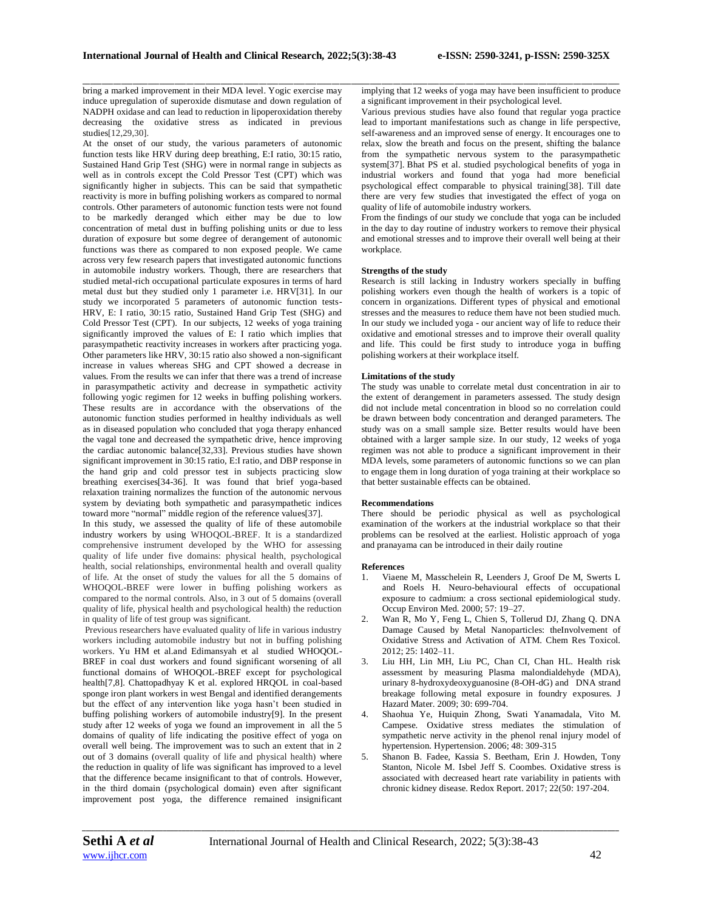bring a marked improvement in their MDA level. Yogic exercise may induce upregulation of superoxide dismutase and down regulation of NADPH oxidase and can lead to reduction in lipoperoxidation thereby decreasing the oxidative stress as indicated in previous studies[12,29,30].

At the onset of our study, the various parameters of autonomic function tests like HRV during deep breathing, E:I ratio, 30:15 ratio, Sustained Hand Grip Test (SHG) were in normal range in subjects as well as in controls except the Cold Pressor Test (CPT) which was significantly higher in subjects. This can be said that sympathetic reactivity is more in buffing polishing workers as compared to normal controls. Other parameters of autonomic function tests were not found to be markedly deranged which either may be due to low concentration of metal dust in buffing polishing units or due to less duration of exposure but some degree of derangement of autonomic functions was there as compared to non exposed people. We came across very few research papers that investigated autonomic functions in automobile industry workers. Though, there are researchers that studied metal-rich occupational particulate exposures in terms of hard metal dust but they studied only 1 parameter i.e. HRV[31]. In our study we incorporated 5 parameters of autonomic function tests- HRV, E: I ratio, 30:15 ratio, Sustained Hand Grip Test (SHG) and Cold Pressor Test (CPT). In our subjects, 12 weeks of yoga training significantly improved the values of E: I ratio which implies that parasympathetic reactivity increases in workers after practicing yoga. Other parameters like HRV, 30:15 ratio also showed a non-significant increase in values whereas SHG and CPT showed a decrease in values. From the results we can infer that there was a trend of increase in parasympathetic activity and decrease in sympathetic activity following yogic regimen for 12 weeks in buffing polishing workers. These results are in accordance with the observations of the autonomic function studies performed in healthy individuals as well as in diseased population who concluded that yoga therapy enhanced the vagal tone and decreased the sympathetic drive, hence improving the cardiac autonomic balance[32,33]. Previous studies have shown significant improvement in 30:15 ratio, E:I ratio, and DBP response in the hand grip and cold pressor test in subjects practicing slow breathing exercises[34-36]. It was found that brief yoga-based relaxation training normalizes the function of the autonomic nervous system by deviating both sympathetic and parasympathetic indices toward more "normal" middle region of the reference values[37].

In this study, we assessed the quality of life of these automobile industry workers by using WHOQOL-BREF. It is a standardized comprehensive instrument developed by the WHO for assessing quality of life under five domains: physical health, psychological health, social relationships, environmental health and overall quality of life. At the onset of study the values for all the 5 domains of WHOQOL-BREF were lower in buffing polishing workers as compared to the normal controls. Also, in 3 out of 5 domains (overall quality of life, physical health and psychological health) the reduction in quality of life of test group was significant.

Previous researchers have evaluated quality of life in various industry workers including automobile industry but not in buffing polishing workers. Yu HM et al.and Edimansyah et al studied WHOQOL-BREF in coal dust workers and found significant worsening of all functional domains of WHOQOL-BREF except for psychological health[7,8]. Chattopadhyay K et al. explored HRQOL in coal-based sponge iron plant workers in west Bengal and identified derangements but the effect of any intervention like yoga hasn't been studied in buffing polishing workers of automobile industry[9]. In the present study after 12 weeks of yoga we found an improvement in all the 5 domains of quality of life indicating the positive effect of yoga on overall well being. The improvement was to such an extent that in 2 out of 3 domains (overall quality of life and physical health) where the reduction in quality of life was significant has improved to a level that the difference became insignificant to that of controls. However, in the third domain (psychological domain) even after significant improvement post yoga, the difference remained insignificant implying that 12 weeks of yoga may have been insufficient to produce a significant improvement in their psychological level.

Various previous studies have also found that regular yoga practice lead to important manifestations such as change in life perspective, self-awareness and an improved sense of energy. It encourages one to relax, slow the breath and focus on the present, shifting the balance from the sympathetic nervous system to the parasympathetic system[37]. Bhat PS et al. studied psychological benefits of yoga in industrial workers and found that yoga had more beneficial psychological effect comparable to physical training[38]. Till date there are very few studies that investigated the effect of yoga on quality of life of automobile industry workers.

From the findings of our study we conclude that yoga can be included in the day to day routine of industry workers to remove their physical and emotional stresses and to improve their overall well being at their workplace.

**Strengths of the study**

Research is still lacking in Industry workers specially in buffing polishing workers even though the health of workers is a topic of concern in organizations. Different types of physical and emotional stresses and the measures to reduce them have not been studied much. In our study we included yoga - our ancient way of life to reduce their oxidative and emotional stresses and to improve their overall quality and life. This could be first study to introduce yoga in buffing polishing workers at their workplace itself.

**Limitations of the study**

The study was unable to correlate metal dust concentration in air to the extent of derangement in parameters assessed. The study design did not include metal concentration in blood so no correlation could be drawn between body concentration and deranged parameters. The study was on a small sample size. Better results would have been obtained with a larger sample size. In our study, 12 weeks of yoga regimen was not able to produce a significant improvement in their MDA levels, some parameters of autonomic functions so we can plan to engage them in long duration of yoga training at their workplace so that better sustainable effects can be obtained.

**Recommendations**

There should be periodic physical as well as psychological examination of the workers at the industrial workplace so that their problems can be resolved at the earliest. Holistic approach of yoga and pranayama can be introduced in their daily routine

**References**

1. Viaene M, Masschelein R, Leenders J, Groof De M, Swerts L and Roels H. Neuro-behavioural effects of occupational exposure to cadmium: a cross sectional epidemiological study. Occup Environ Med. 2000; 57: 19–27.
2. Wan R, Mo Y, Feng L, Chien S, Tollerud DJ, Zhang Q. DNA Damage Caused by Metal Nanoparticles: theInvolvement of Oxidative Stress and Activation of ATM. Chem Res Toxicol. 2012; 25: 1402–11.
3. Liu HH, Lin MH, Liu PC, Chan CI, Chan HL. Health risk assessment by measuring Plasma malondialdehyde (MDA), urinary 8-hydroxydeoxyguanosine (8-OH-dG) and DNA strand breakage following metal exposure in foundry exposures. J Hazard Mater. 2009; 30: 699-704.
4. Shaohua Ye, Huiquin Zhong, Swati Yanamadala, Vito M. Campese. Oxidative stress mediates the stimulation of sympathetic nerve activity in the phenol renal injury model of hypertension. Hypertension. 2006; 48: 309-315
5. Shanon B. Fadee, Kassia S. Beetham, Erin J. Howden, Tony Stanton, Nicole M. Isbel Jeff S. Coombes. Oxidative stress is associated with decreased heart rate variability in patients with chronic kidney disease. Redox Report. 2017; 22(50: 197-204.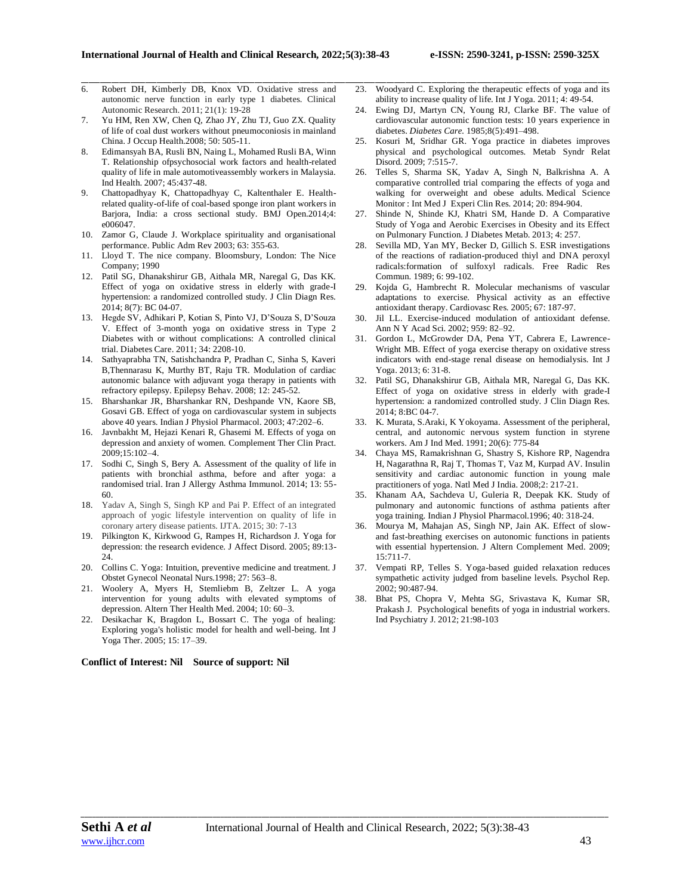6. Robert DH, Kimberly DB, Knox VD. Oxidative stress and autonomic nerve function in early type 1 diabetes. Clinical Autonomic Research. 2011; 21(1): 19-28
7. Yu HM, Ren XW, Chen Q, Zhao JY, Zhu TJ, Guo ZX. Quality of life of coal dust workers without pneumoconiosis in mainland China. J Occup Health.2008; 50: 505-11.
8. Edimansyah BA, Rusli BN, Naing L, Mohamed Rusli BA, Winn T. Relationship ofpsychosocial work factors and health-related quality of life in male automotiveassembly workers in Malaysia. Ind Health. 2007; 45:437-48.
9. Chattopadhyay K, Chattopadhyay C, Kaltenthaler E. Health-related quality-of-life of coal-based sponge iron plant workers in Barjora, India: a cross sectional study. BMJ Open.2014;4: e006047.
10. Zamor G, Claude J. Workplace spirituality and organisational performance. Public Adm Rev 2003; 63: 355-63.
11. Lloyd T. The nice company. Bloomsbury, London: The Nice Company; 1990
12. Patil SG, Dhanakshirur GB, Aithala MR, Naregal G, Das KK. Effect of yoga on oxidative stress in elderly with grade-I hypertension: a randomized controlled study. J Clin Diagn Res. 2014; 8(7): BC 04-07.
13. Hegde SV, Adhikari P, Kotian S, Pinto VJ, D'Souza S, D'Souza V. Effect of 3-month yoga on oxidative stress in Type 2 Diabetes with or without complications: A controlled clinical trial. Diabetes Care. 2011; 34: 2208-10.
14. Sathyaprabha TN, Satishchandra P, Pradhan C, Sinha S, Kaveri B,Thennarasu K, Murthy BT, Raju TR. Modulation of cardiac autonomic balance with adjuvant yoga therapy in patients with refractory epilepsy. Epilepsy Behav. 2008; 12: 245-52.
15. Bharshankar JR, Bharshankar RN, Deshpande VN, Kaore SB, Gosavi GB. Effect of yoga on cardiovascular system in subjects above 40 years. Indian J Physiol Pharmacol. 2003; 47:202–6.
16. Javnbakht M, Hejazi Kenari R, Ghasemi M. Effects of yoga on depression and anxiety of women. Complement Ther Clin Pract. 2009;15:102–4.
17. Sodhi C, Singh S, Bery A. Assessment of the quality of life in patients with bronchial asthma, before and after yoga: a randomised trial. Iran J Allergy Asthma Immunol. 2014; 13: 55-60.
18. Yadav A, Singh S, Singh KP and Pai P. Effect of an integrated approach of yogic lifestyle intervention on quality of life in coronary artery disease patients. IJTA. 2015; 30: 7-13
19. Pilkington K, Kirkwood G, Rampes H, Richardson J. Yoga for depression: the research evidence. J Affect Disord. 2005; 89:13-24.
20. Collins C. Yoga: Intuition, preventive medicine and treatment. J Obstet Gynecol Neonatal Nurs.1998; 27: 563–8.
21. Woolery A, Myers H, Stemliebm B, Zeltzer L. A yoga intervention for young adults with elevated symptoms of depression. Altern Ther Health Med. 2004; 10: 60–3.
22. Desikachar K, Bragdon L, Bossart C. The yoga of healing: Exploring yoga's holistic model for health and well-being. Int J Yoga Ther. 2005; 15: 17–39.
23. Woodyard C. Exploring the therapeutic effects of yoga and its ability to increase quality of life. Int J Yoga. 2011; 4: 49-54.
24. Ewing DJ, Martyn CN, Young RJ, Clarke BF. The value of cardiovascular autonomic function tests: 10 years experience in diabetes. *Diabetes Care.* 1985;8(5):491–498.
25. Kosuri M, Sridhar GR. Yoga practice in diabetes improves physical and psychological outcomes. Metab Syndr Relat Disord. 2009; 7:515-7.
26. Telles S, Sharma SK, Yadav A, Singh N, Balkrishna A. A comparative controlled trial comparing the effects of yoga and walking for overweight and obese adults. Medical Science Monitor : Int Med J Experi Clin Res. 2014; 20: 894-904.
27. Shinde N, Shinde KJ, Khatri SM, Hande D. A Comparative Study of Yoga and Aerobic Exercises in Obesity and its Effect on Pulmonary Function. J Diabetes Metab. 2013; 4: 257.
28. Sevilla MD, Yan MY, Becker D, Gillich S. ESR investigations of the reactions of radiation-produced thiyl and DNA peroxyl radicals:formation of sulfoxyl radicals. Free Radic Res Commun. 1989; 6: 99-102.
29. Kojda G, Hambrecht R. Molecular mechanisms of vascular adaptations to exercise. Physical activity as an effective antioxidant therapy. Cardiovasc Res. 2005; 67: 187-97.
30. Jil LL. Exercise-induced modulation of antioxidant defense. Ann N Y Acad Sci. 2002; 959: 82–92.
31. Gordon L, McGrowder DA, Pena YT, Cabrera E, Lawrence-Wright MB. Effect of yoga exercise therapy on oxidative stress indicators with end-stage renal disease on hemodialysis. Int J Yoga. 2013; 6: 31-8.
32. Patil SG, Dhanakshirur GB, Aithala MR, Naregal G, Das KK. Effect of yoga on oxidative stress in elderly with grade-I hypertension: a randomized controlled study. J Clin Diagn Res. 2014; 8:BC 04-7.
33. K. Murata, S.Araki, K Yokoyama. Assessment of the peripheral, central, and autonomic nervous system function in styrene workers. Am J Ind Med. 1991; 20(6): 775-84
34. Chaya MS, Ramakrishnan G, Shastry S, Kishore RP, Nagendra H, Nagarathna R, Raj T, Thomas T, Vaz M, Kurpad AV. Insulin sensitivity and cardiac autonomic function in young male practitioners of yoga. Natl Med J India. 2008;2: 217-21.
35. Khanam AA, Sachdeva U, Guleria R, Deepak KK. Study of pulmonary and autonomic functions of asthma patients after yoga training. Indian J Physiol Pharmacol.1996; 40: 318-24.
36. Mourya M, Mahajan AS, Singh NP, Jain AK. Effect of slow-and fast-breathing exercises on autonomic functions in patients with essential hypertension. J Altern Complement Med. 2009; 15:711-7.
37. Vempati RP, Telles S. Yoga-based guided relaxation reduces sympathetic activity judged from baseline levels. Psychol Rep. 2002; 90:487-94.
38. Bhat PS, Chopra V, Mehta SG, Srivastava K, Kumar SR, Prakash J. Psychological benefits of yoga in industrial workers. Ind Psychiatry J. 2012; 21:98-103

**Conflict of Interest: Nil Source of support: Nil**